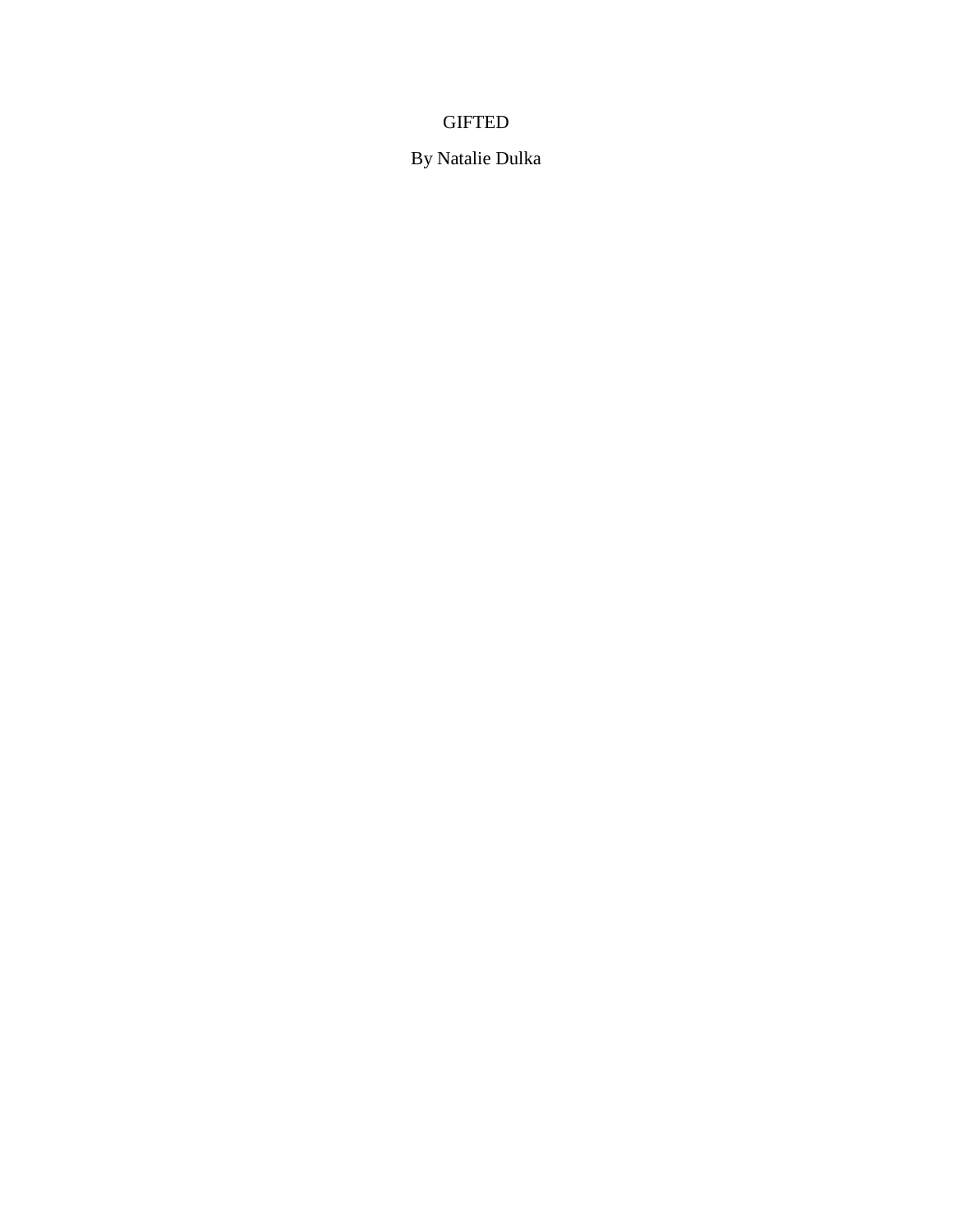# GIFTED

By Natalie Dulka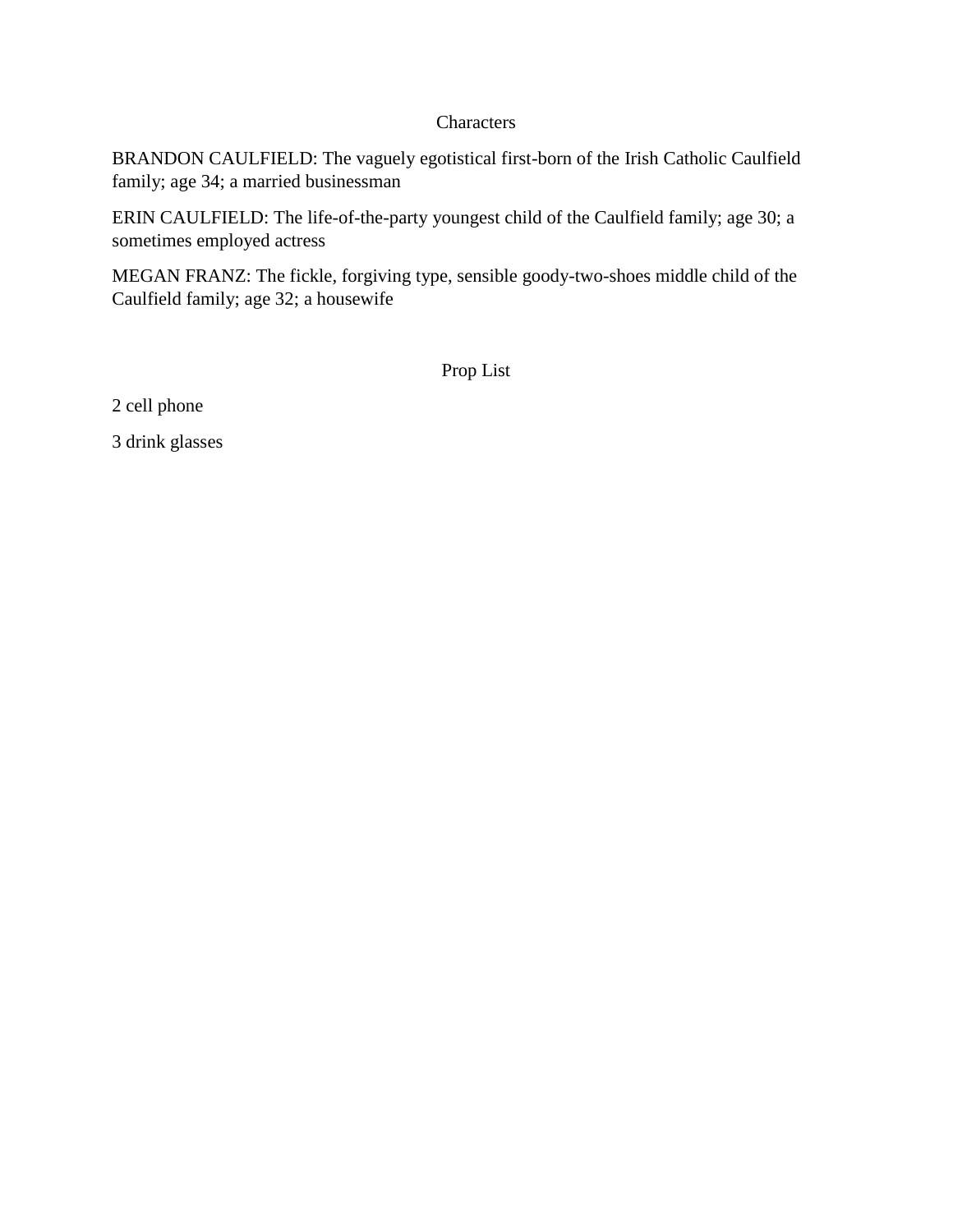## Characters

BRANDON CAULFIELD: The vaguely egotistical first-born of the Irish Catholic Caulfield family; age 34; a married businessman

ERIN CAULFIELD: The life-of-the-party youngest child of the Caulfield family; age 30; a sometimes employed actress

MEGAN FRANZ: The fickle, forgiving type, sensible goody-two-shoes middle child of the Caulfield family; age 32; a housewife

## Prop List

2 cell phone

3 drink glasses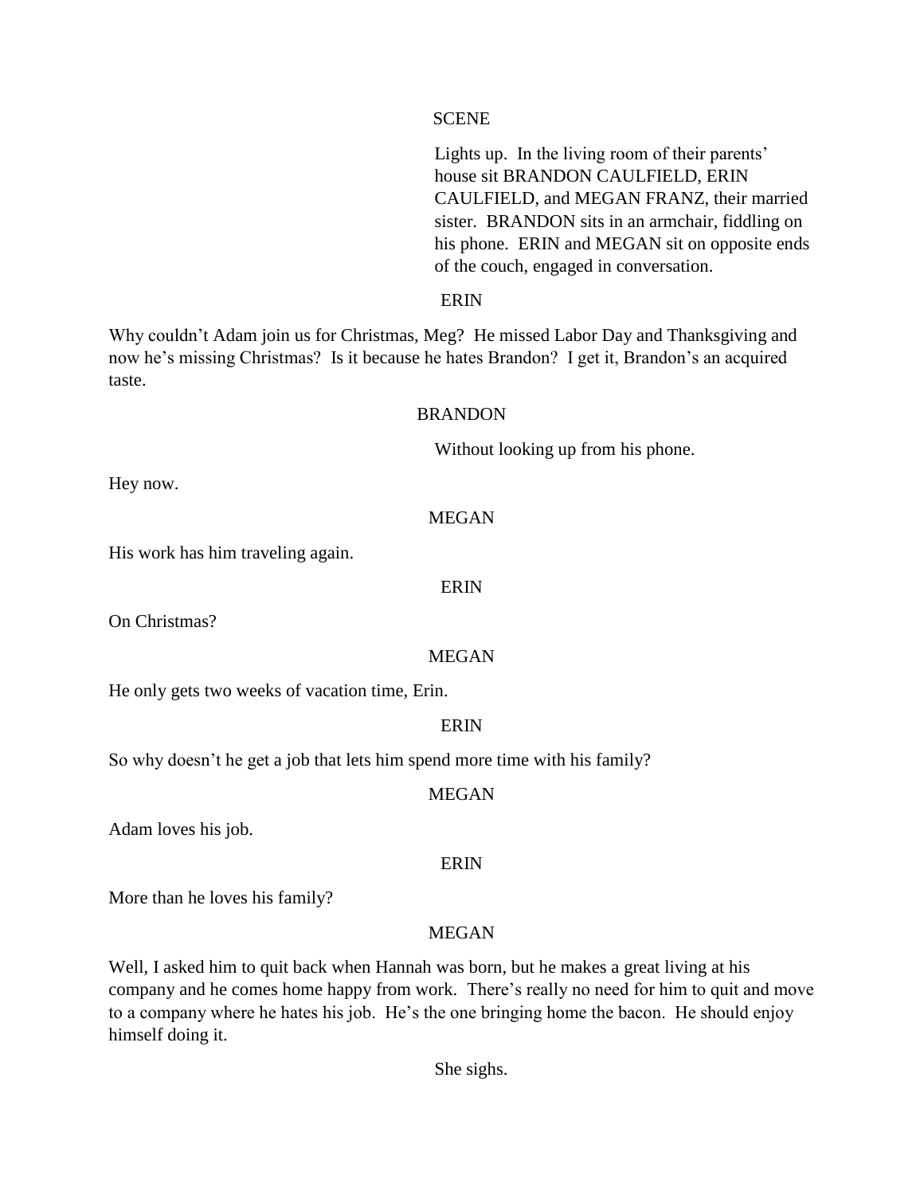SCENE

*Lights up. In the living room of their parents' house sit BRANDON CAULFIELD, ERIN CAULFIELD, and MEGAN FRANZ, their married sister. BRANDON sits in an armchair, fiddling on his phone. ERIN and MEGAN sit on opposite ends of the couch, engaged in conversation.*

ERIN

Why couldn't Adam join us for Christmas, Meg? He missed Labor Day and Thanksgiving and now he's missing Christmas? Is it because he hates Brandon? I get it, Brandon's an acquired taste.

BRANDON

*Without looking up from his phone.*

Hey now.

MEGAN

His work has him traveling again.

ERIN

On Christmas?

MEGAN

He only gets two weeks of vacation time, Erin.

ERIN

So why doesn't he get a job that lets him spend more time with his family?

MEGAN

Adam loves his job.

ERIN

More than he loves his family?

MEGAN

Well, I asked him to quit back when Hannah was born, but he makes a great living at his company and he comes home happy from work. There's really no need for him to quit and move to a company where he hates his job. He's the one bringing home the bacon. He should enjoy himself doing it.

*She sighs.*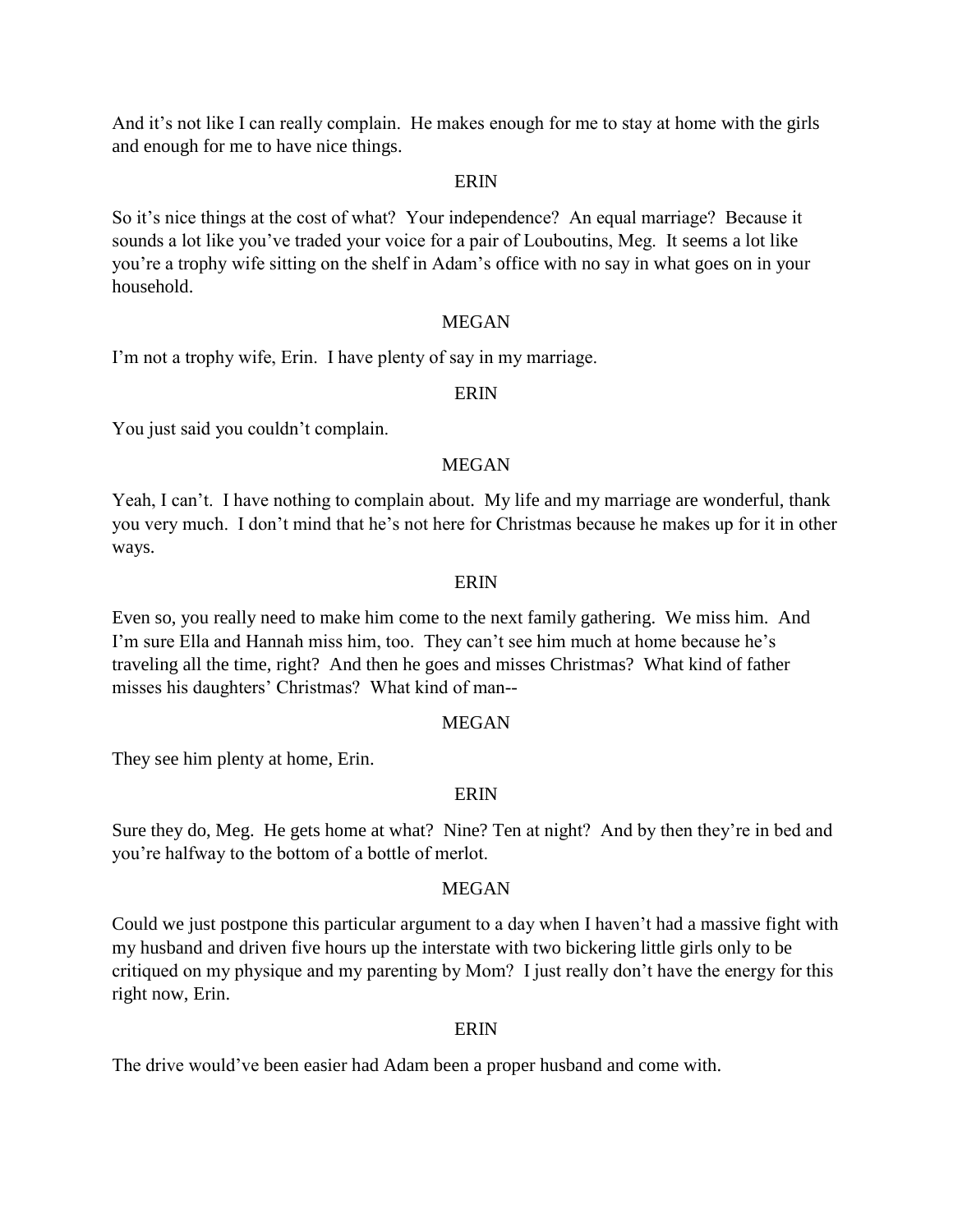And it's not like I can really complain. He makes enough for me to stay at home with the girls and enough for me to have nice things.

ERIN

So it's nice things at the cost of what? Your independence? An equal marriage? Because it sounds a lot like you've traded your voice for a pair of Louboutins, Meg. It seems a lot like you're a trophy wife sitting on the shelf in Adam's office with no say in what goes on in your household.

MEGAN

I'm not a trophy wife, Erin. I have plenty of say in my marriage.

ERIN

You just said you couldn't complain.

MEGAN

Yeah, I can't. I have nothing to complain about. My life and my marriage are wonderful, thank you very much. I don't mind that he's not here for Christmas because he makes up for it in other ways.

ERIN

Even so, you really need to make him come to the next family gathering. We miss him. And I'm sure Ella and Hannah miss him, too. They can't see him much at home because he's traveling all the time, right? And then he goes and misses Christmas? What kind of father misses his daughters' Christmas? What kind of man--

MEGAN

They see him plenty at home, Erin.

ERIN

Sure they do, Meg. He gets home at what? Nine? Ten at night? And by then they're in bed and you're halfway to the bottom of a bottle of merlot.

MEGAN

Could we just postpone this particular argument to a day when I haven't had a massive fight with my husband and driven five hours up the interstate with two bickering little girls only to be critiqued on my physique and my parenting by Mom? I just really don't have the energy for this right now, Erin.

ERIN

The drive would've been easier had Adam been a proper husband and come with.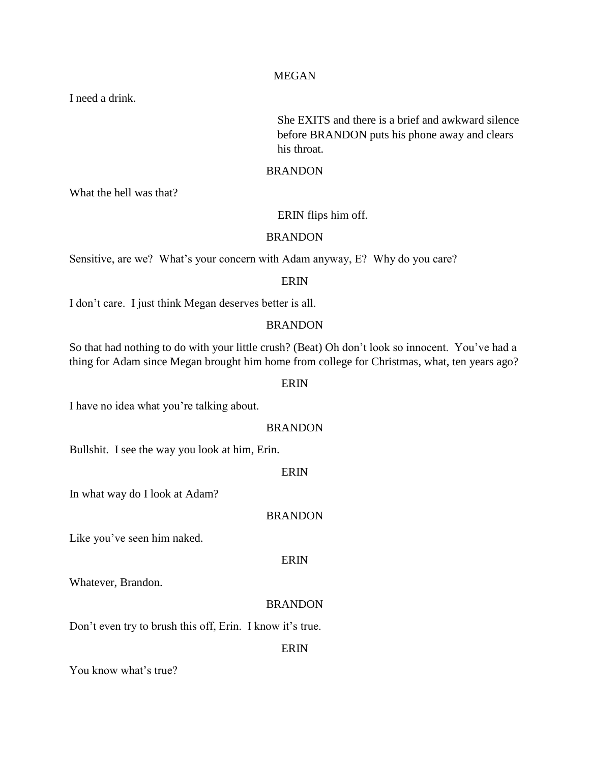MEGAN

I need a drink.

She EXITS and there is a brief and awkward silence before BRANDON puts his phone away and clears his throat.

BRANDON

What the hell was that?

ERIN flips him off.

BRANDON

Sensitive, are we? What's your concern with Adam anyway, E? Why do you care?

ERIN

I don't care. I just think Megan deserves better is all.

BRANDON

So that had nothing to do with your little crush? (Beat) Oh don't look so innocent. You've had a thing for Adam since Megan brought him home from college for Christmas, what, ten years ago?

ERIN

I have no idea what you're talking about.

BRANDON

Bullshit. I see the way you look at him, Erin.

ERIN

In what way do I look at Adam?

BRANDON

Like you've seen him naked.

ERIN

Whatever, Brandon.

BRANDON

Don't even try to brush this off, Erin. I know it's true.

ERIN

You know what's true?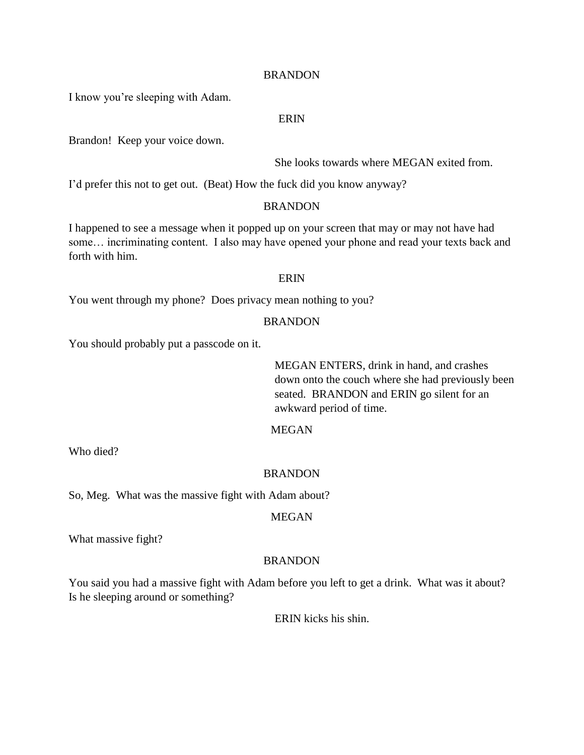BRANDON

I know you're sleeping with Adam.

ERIN

Brandon! Keep your voice down.

She looks towards where MEGAN exited from.

I'd prefer this not to get out. (Beat) How the fuck did you know anyway?

BRANDON

I happened to see a message when it popped up on your screen that may or may not have had some… incriminating content. I also may have opened your phone and read your texts back and forth with him.

ERIN

You went through my phone? Does privacy mean nothing to you?

BRANDON

You should probably put a passcode on it.

MEGAN ENTERS, drink in hand, and crashes down onto the couch where she had previously been seated. BRANDON and ERIN go silent for an awkward period of time.

MEGAN

Who died?

BRANDON

So, Meg. What was the massive fight with Adam about?

MEGAN

What massive fight?

BRANDON

You said you had a massive fight with Adam before you left to get a drink. What was it about? Is he sleeping around or something?

ERIN kicks his shin.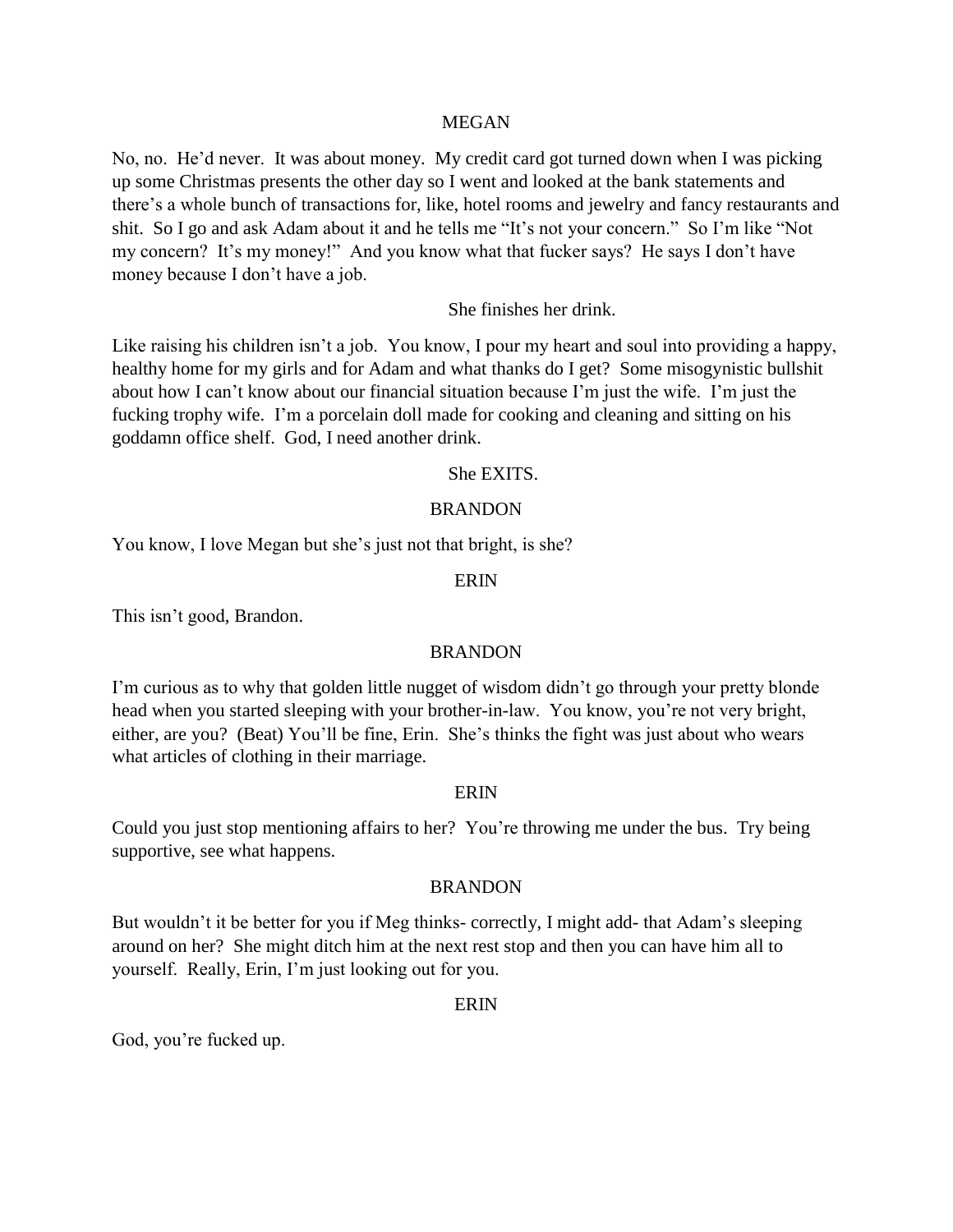MEGAN

No, no. He'd never. It was about money. My credit card got turned down when I was picking up some Christmas presents the other day so I went and looked at the bank statements and there's a whole bunch of transactions for, like, hotel rooms and jewelry and fancy restaurants and shit. So I go and ask Adam about it and he tells me "It's not your concern." So I'm like "Not my concern? It's my money!" And you know what that fucker says? He says I don't have money because I don't have a job.

She finishes her drink.

Like raising his children isn't a job. You know, I pour my heart and soul into providing a happy, healthy home for my girls and for Adam and what thanks do I get? Some misogynistic bullshit about how I can't know about our financial situation because I'm just the wife. I'm just the fucking trophy wife. I'm a porcelain doll made for cooking and cleaning and sitting on his goddamn office shelf. God, I need another drink.

She EXITS.

BRANDON

You know, I love Megan but she's just not that bright, is she?

ERIN

This isn't good, Brandon.

BRANDON

I'm curious as to why that golden little nugget of wisdom didn't go through your pretty blonde head when you started sleeping with your brother-in-law. You know, you're not very bright, either, are you? (Beat) You'll be fine, Erin. She's thinks the fight was just about who wears what articles of clothing in their marriage.

ERIN

Could you just stop mentioning affairs to her? You're throwing me under the bus. Try being supportive, see what happens.

BRANDON

But wouldn't it be better for you if Meg thinks- correctly, I might add- that Adam's sleeping around on her? She might ditch him at the next rest stop and then you can have him all to yourself. Really, Erin, I'm just looking out for you.

ERIN

God, you're fucked up.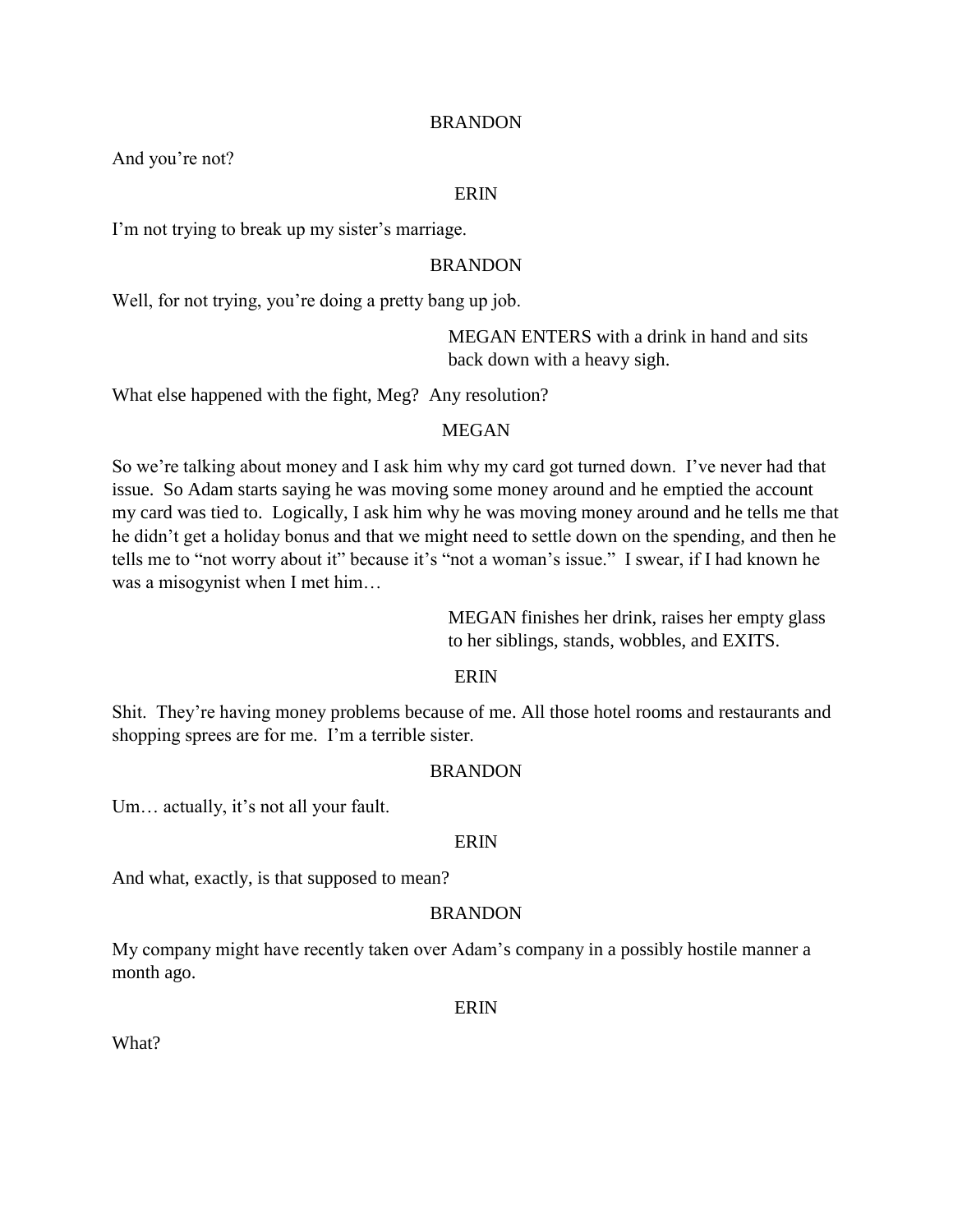BRANDON

And you're not?

ERIN

I'm not trying to break up my sister's marriage.

BRANDON

Well, for not trying, you're doing a pretty bang up job.

*MEGAN ENTERS with a drink in hand and sits back down with a heavy sigh.*

What else happened with the fight, Meg? Any resolution?

MEGAN

So we're talking about money and I ask him why my card got turned down. I've never had that issue. So Adam starts saying he was moving some money around and he emptied the account my card was tied to. Logically, I ask him why he was moving money around and he tells me that he didn't get a holiday bonus and that we might need to settle down on the spending, and then he tells me to "not worry about it" because it's "not a woman's issue." I swear, if I had known he was a misogynist when I met him…

*MEGAN finishes her drink, raises her empty glass to her siblings, stands, wobbles, and EXITS.*

ERIN

Shit. They're having money problems because of me. All those hotel rooms and restaurants and shopping sprees are for me. I'm a terrible sister.

BRANDON

Um… actually, it's not all your fault.

ERIN

And what, exactly, is that supposed to mean?

BRANDON

My company might have recently taken over Adam's company in a possibly hostile manner a month ago.

ERIN

What?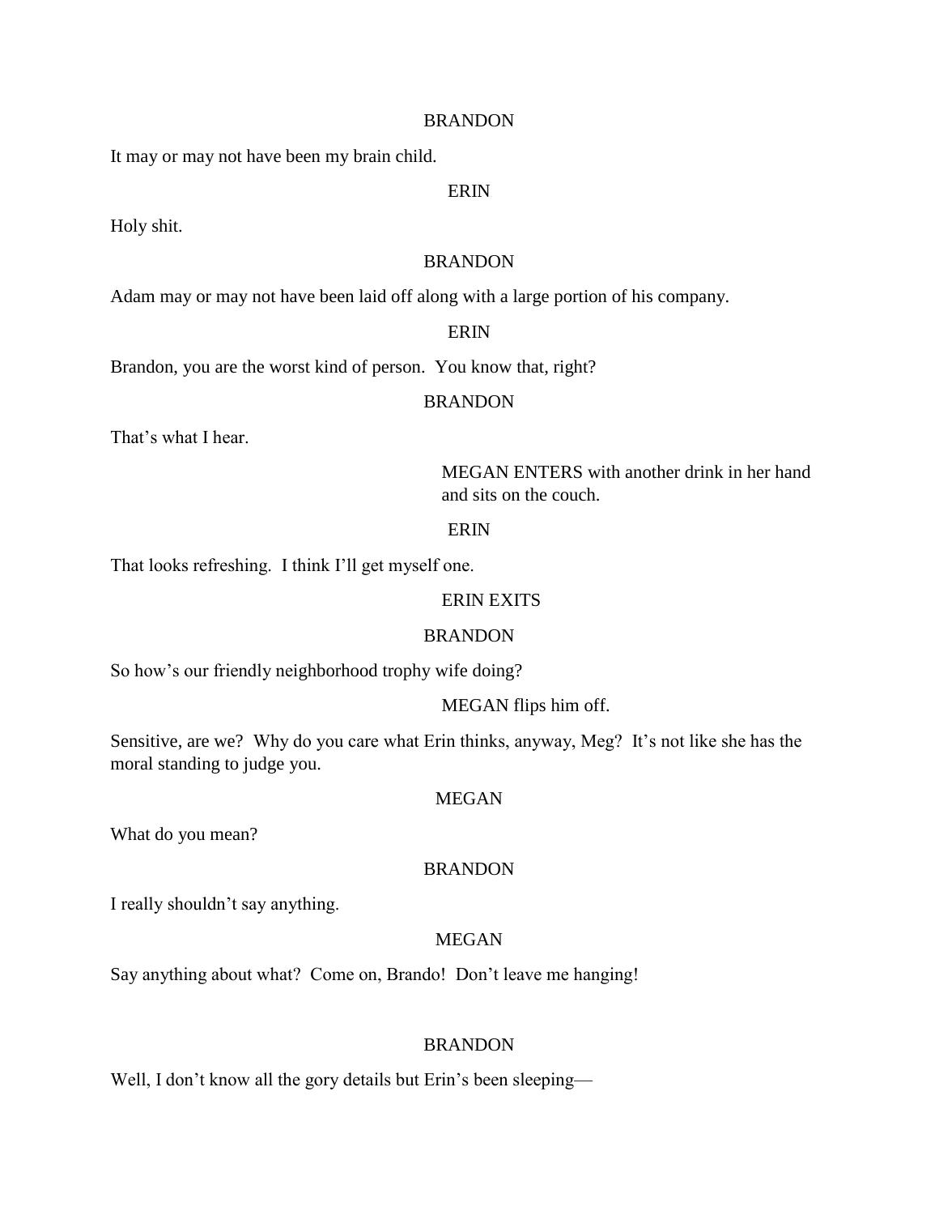BRANDON

It may or may not have been my brain child.

ERIN

Holy shit.

BRANDON

Adam may or may not have been laid off along with a large portion of his company.

ERIN

Brandon, you are the worst kind of person. You know that, right?

BRANDON

That's what I hear.

MEGAN ENTERS with another drink in her hand and sits on the couch.

ERIN

That looks refreshing. I think I'll get myself one.

ERIN EXITS

BRANDON

So how's our friendly neighborhood trophy wife doing?

MEGAN flips him off.

Sensitive, are we? Why do you care what Erin thinks, anyway, Meg? It's not like she has the moral standing to judge you.

MEGAN

What do you mean?

BRANDON

I really shouldn't say anything.

MEGAN

Say anything about what? Come on, Brando! Don't leave me hanging!

BRANDON

Well, I don't know all the gory details but Erin's been sleeping—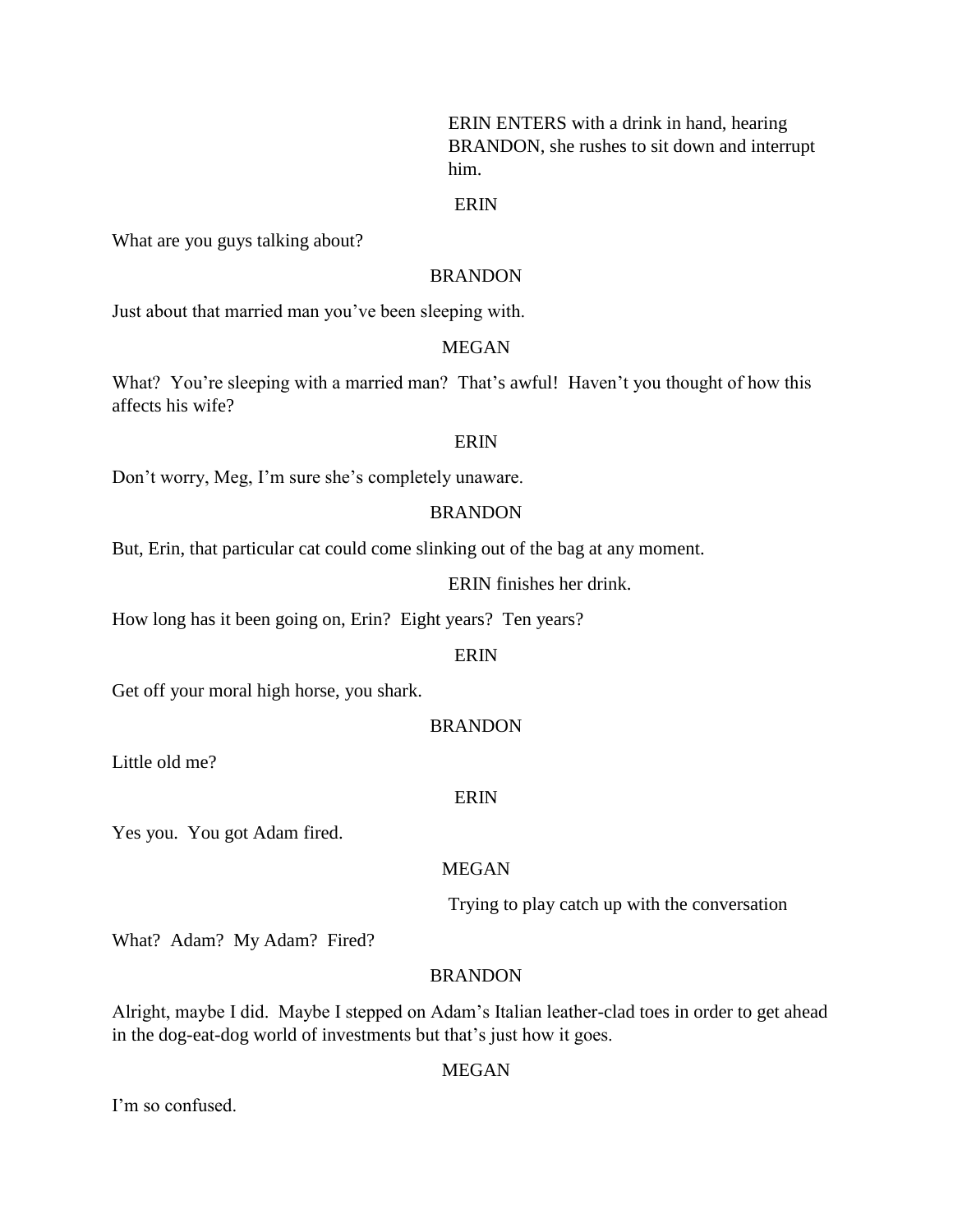ERIN ENTERS with a drink in hand, hearing BRANDON, she rushes to sit down and interrupt him.

ERIN

What are you guys talking about?

BRANDON

Just about that married man you've been sleeping with.

MEGAN

What? You're sleeping with a married man? That's awful! Haven't you thought of how this affects his wife?

ERIN

Don't worry, Meg, I'm sure she's completely unaware.

BRANDON

But, Erin, that particular cat could come slinking out of the bag at any moment.

ERIN finishes her drink.

How long has it been going on, Erin? Eight years? Ten years?

ERIN

Get off your moral high horse, you shark.

BRANDON

Little old me?

ERIN

Yes you. You got Adam fired.

MEGAN

Trying to play catch up with the conversation

What? Adam? My Adam? Fired?

BRANDON

Alright, maybe I did. Maybe I stepped on Adam's Italian leather-clad toes in order to get ahead in the dog-eat-dog world of investments but that's just how it goes.

MEGAN

I'm so confused.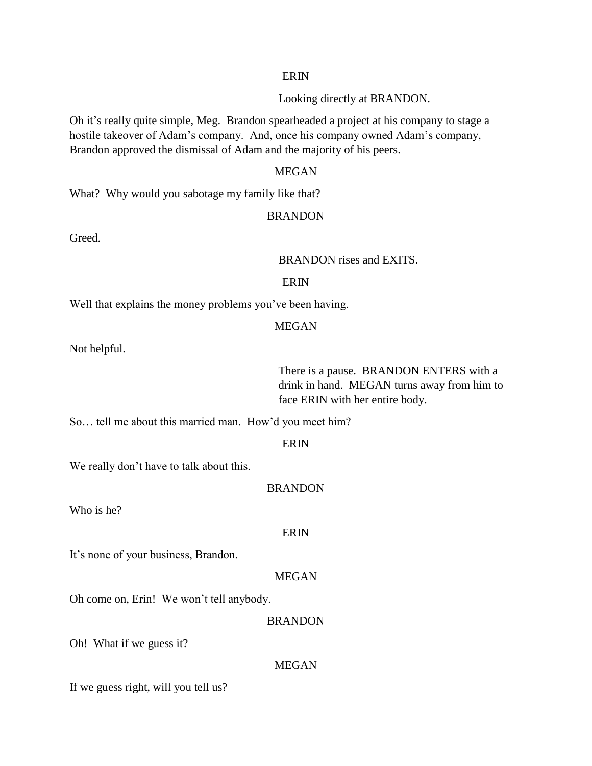ERIN

*Looking directly at BRANDON.*

Oh it's really quite simple, Meg. Brandon spearheaded a project at his company to stage a hostile takeover of Adam's company. And, once his company owned Adam's company, Brandon approved the dismissal of Adam and the majority of his peers.

MEGAN

What? Why would you sabotage my family like that?

BRANDON

Greed.

*BRANDON rises and EXITS.*

ERIN

Well that explains the money problems you've been having.

MEGAN

Not helpful.

*There is a pause. BRANDON ENTERS with a drink in hand. MEGAN turns away from him to face ERIN with her entire body.*

So… tell me about this married man. How'd you meet him?

ERIN

We really don't have to talk about this.

BRANDON

Who is he?

ERIN

It's none of your business, Brandon.

MEGAN

Oh come on, Erin! We won't tell anybody.

BRANDON

Oh! What if we guess it?

MEGAN

If we guess right, will you tell us?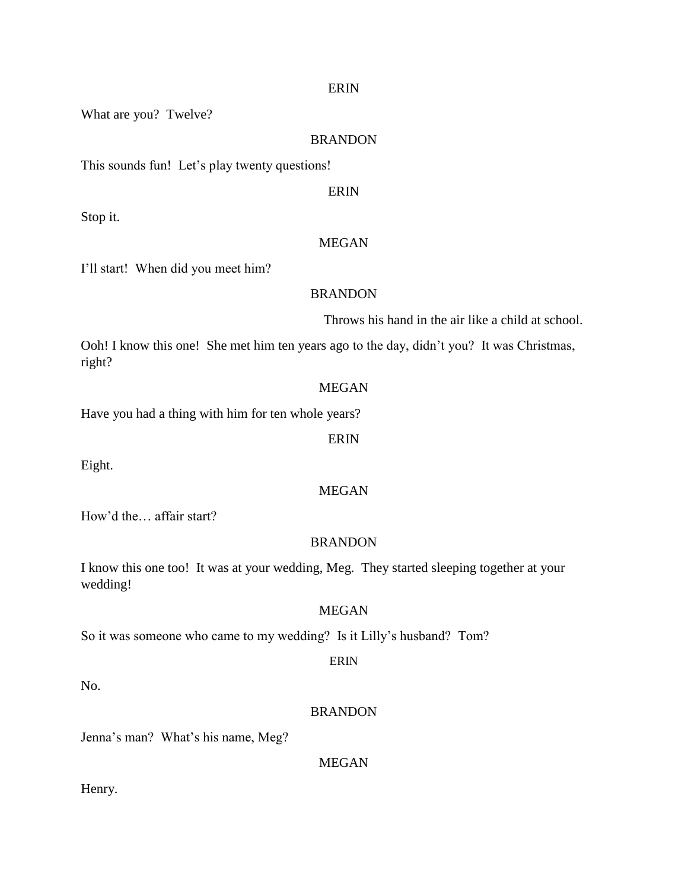ERIN

What are you? Twelve?

BRANDON

This sounds fun! Let's play twenty questions!

ERIN

Stop it.

MEGAN

I'll start! When did you meet him?

BRANDON

*Throws his hand in the air like a child at school.*

Ooh! I know this one! She met him ten years ago to the day, didn't you? It was Christmas, right?

MEGAN

Have you had a thing with him for ten whole years?

ERIN

Eight.

MEGAN

How'd the… affair start?

BRANDON

I know this one too! It was at your wedding, Meg. They started sleeping together at your wedding!

MEGAN

So it was someone who came to my wedding? Is it Lilly's husband? Tom?

ERIN

No.

BRANDON

Jenna's man? What's his name, Meg?

MEGAN

Henry.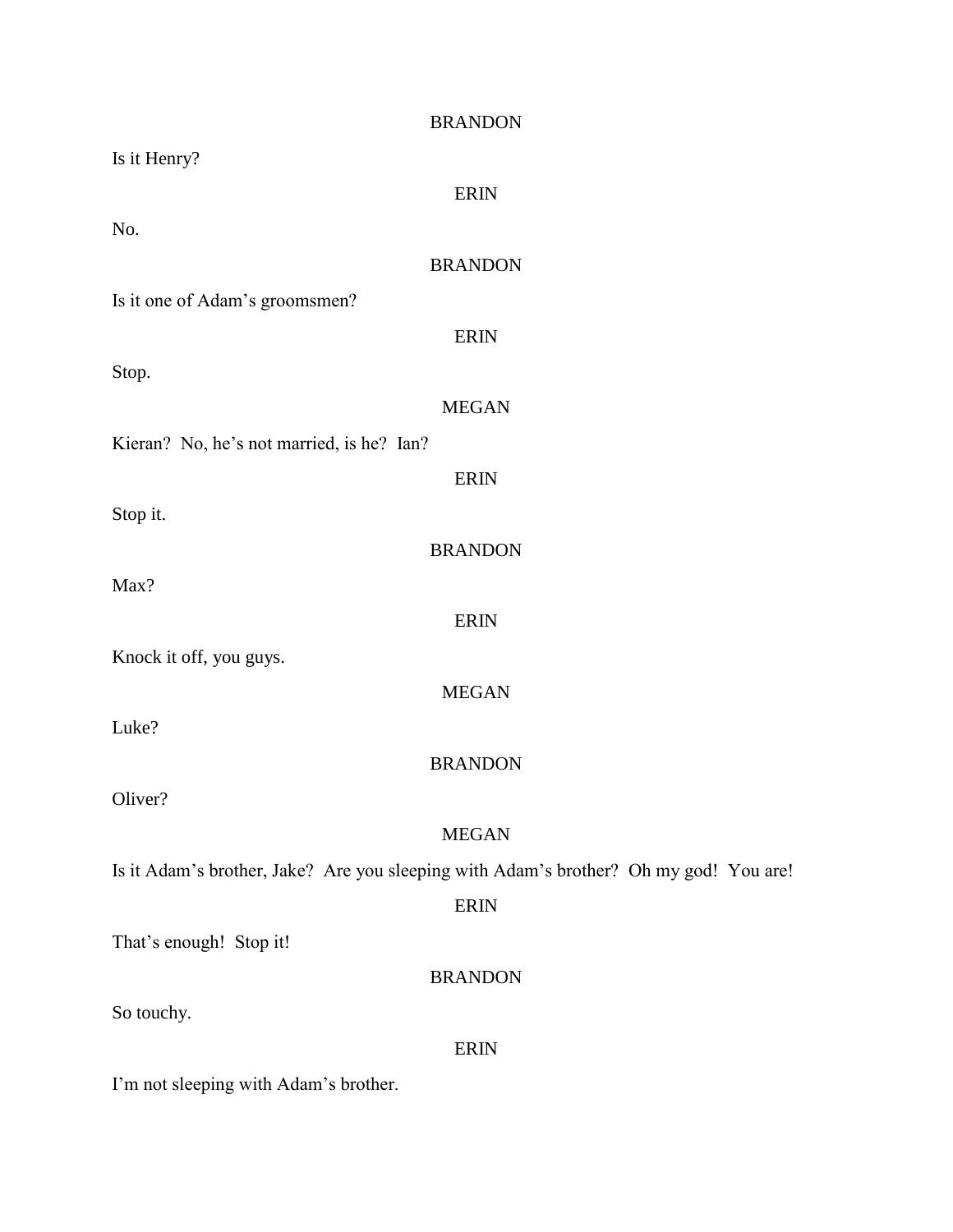BRANDON

Is it Henry?

ERIN

No.

BRANDON

Is it one of Adam's groomsmen?

ERIN

Stop.

MEGAN

Kieran? No, he's not married, is he? Ian?

ERIN

Stop it.

BRANDON

Max?

ERIN

Knock it off, you guys.

MEGAN

Luke?

BRANDON

Oliver?

MEGAN

Is it Adam's brother, Jake? Are you sleeping with Adam's brother? Oh my god! You are!

ERIN

That's enough! Stop it!

BRANDON

So touchy.

ERIN

I'm not sleeping with Adam's brother.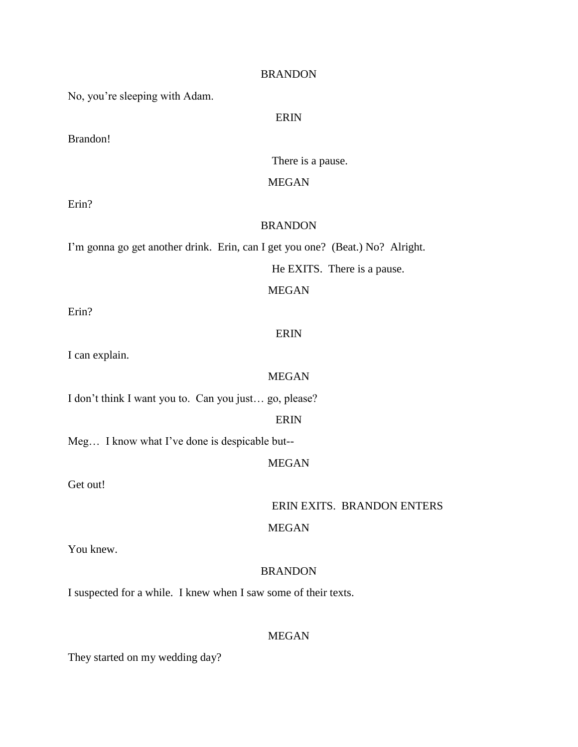BRANDON

No, you're sleeping with Adam.

ERIN

Brandon!

There is a pause.

MEGAN

Erin?

BRANDON

I'm gonna go get another drink. Erin, can I get you one? (Beat.) No? Alright.

He EXITS. There is a pause.

MEGAN

Erin?

ERIN

I can explain.

MEGAN

I don't think I want you to. Can you just… go, please?

ERIN

Meg… I know what I've done is despicable but--

MEGAN

Get out!

ERIN EXITS. BRANDON ENTERS

MEGAN

You knew.

BRANDON

I suspected for a while. I knew when I saw some of their texts.

MEGAN

They started on my wedding day?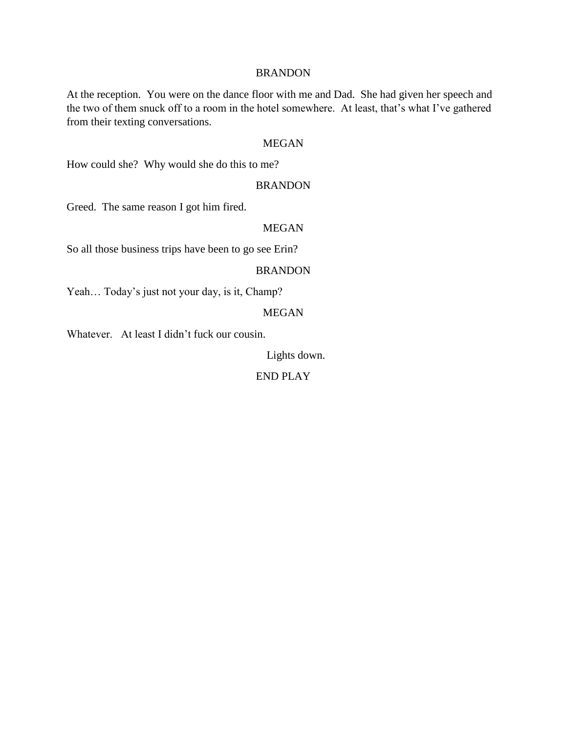BRANDON

At the reception. You were on the dance floor with me and Dad. She had given her speech and the two of them snuck off to a room in the hotel somewhere. At least, that's what I've gathered from their texting conversations.

MEGAN

How could she? Why would she do this to me?

BRANDON

Greed. The same reason I got him fired.

MEGAN

So all those business trips have been to go see Erin?

BRANDON

Yeah… Today's just not your day, is it, Champ?

MEGAN

Whatever. At least I didn't fuck our cousin.

Lights down.

END PLAY